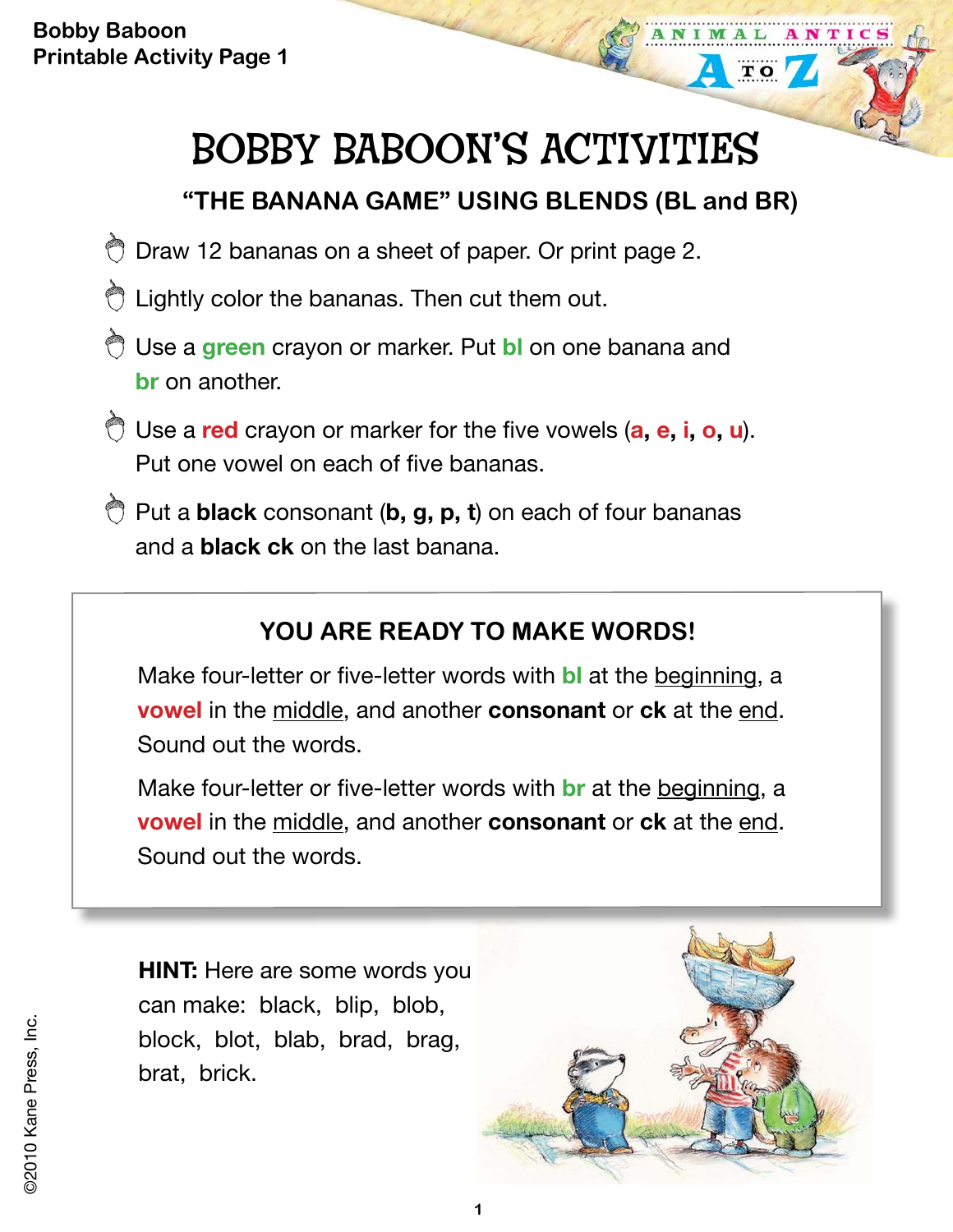Bobby Baboon
Printable Activity Page 1

# BOBBY BABOON'S ACTIVITIES

## "THE BANANA GAME" USING BLENDS (BL and BR)

- Draw 12 bananas on a sheet of paper. Or print page 2.
- Lightly color the bananas. Then cut them out.
- Use a **green** crayon or marker. Put **bl** on one banana and **br** on another.
- Use a **red** crayon or marker for the five vowels (**a, e, i, o, u**). Put one vowel on each of five bananas.
- Put a **black** consonant (**b, g, p, t**) on each of four bananas and a **black ck** on the last banana.

### YOU ARE READY TO MAKE WORDS!

Make four-letter or five-letter words with **bl** at the beginning, a **vowel** in the middle, and another **consonant** or **ck** at the end. Sound out the words.

Make four-letter or five-letter words with **br** at the beginning, a **vowel** in the middle, and another **consonant** or **ck** at the end. Sound out the words.

**HINT:** Here are some words you can make: black, blip, blob, block, blot, blab, brad, brag, brat, brick.

©2010 Kane Press, Inc.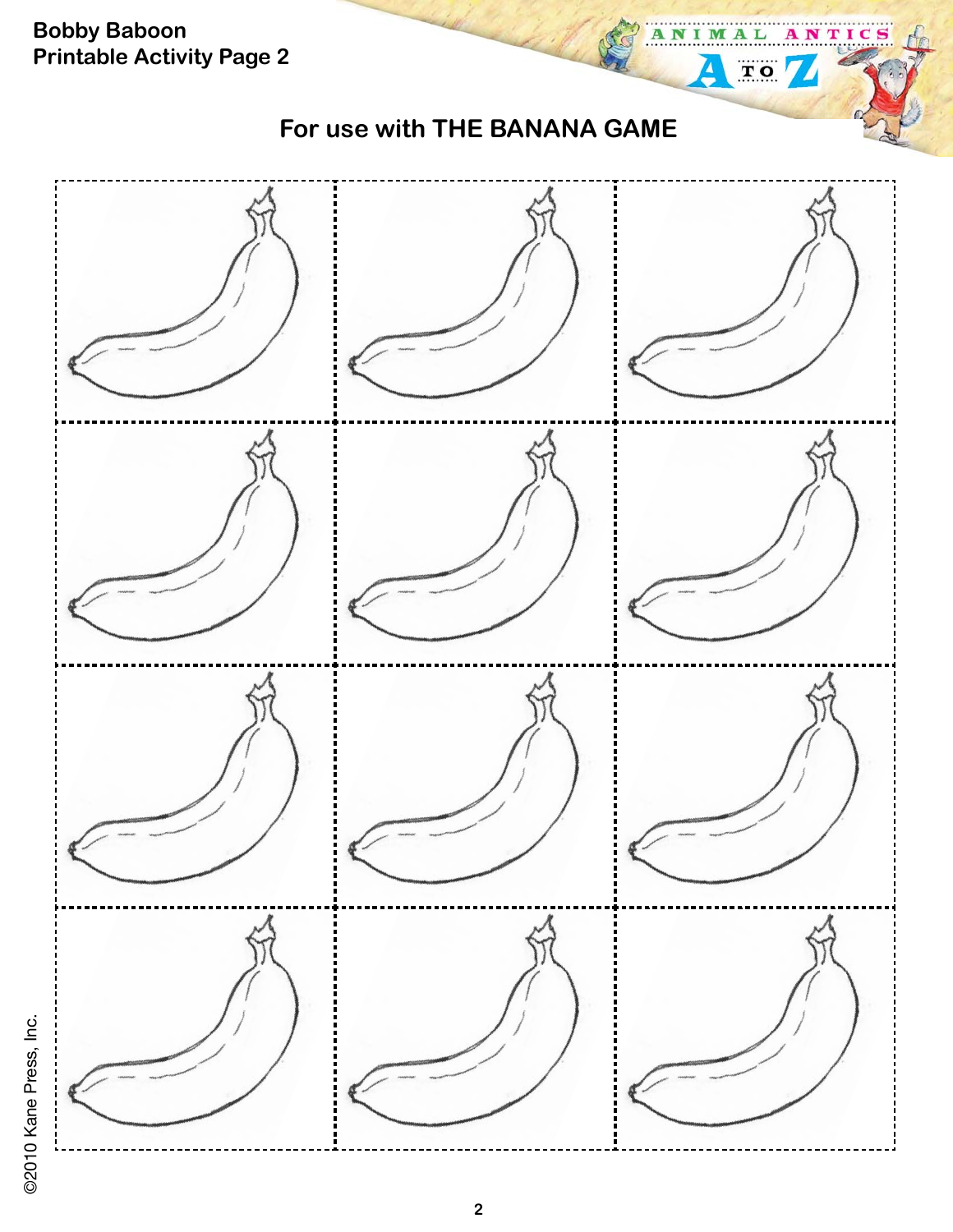**Bobby Baboon**
**Printable Activity Page 2**

ANIMAL ANTICS A TO Z

## For use with THE BANANA GAME

©2010 Kane Press, Inc.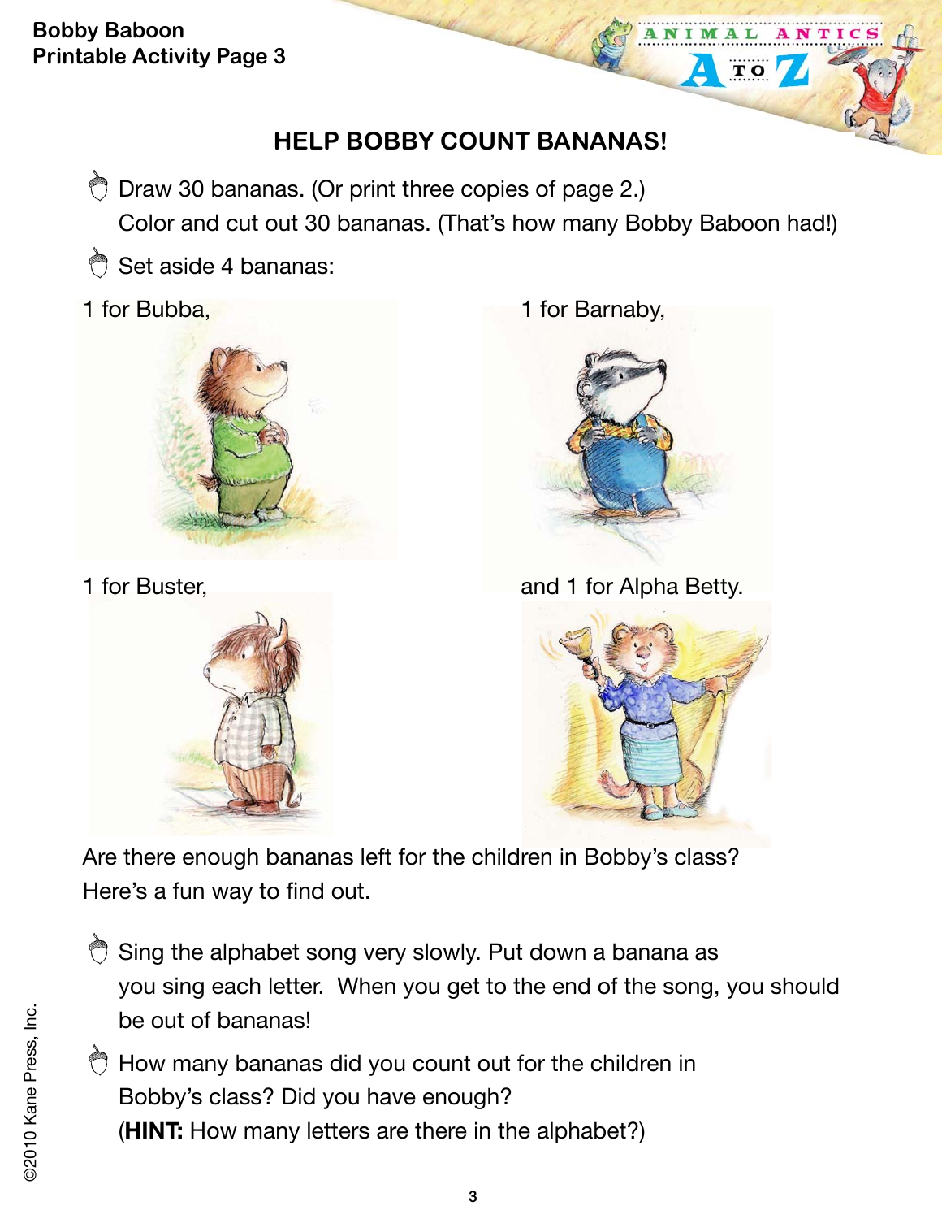## HELP BOBBY COUNT BANANAS!

- Draw 30 bananas. (Or print three copies of page 2.) Color and cut out 30 bananas. (That's how many Bobby Baboon had!)
- Set aside 4 bananas:

1 for Bubba,

1 for Barnaby,

1 for Buster,

and 1 for Alpha Betty.

Are there enough bananas left for the children in Bobby's class? Here's a fun way to find out.

- Sing the alphabet song very slowly. Put down a banana as you sing each letter. When you get to the end of the song, you should be out of bananas!
- How many bananas did you count out for the children in Bobby's class? Did you have enough? (**HINT:** How many letters are there in the alphabet?)

©2010 Kane Press, Inc.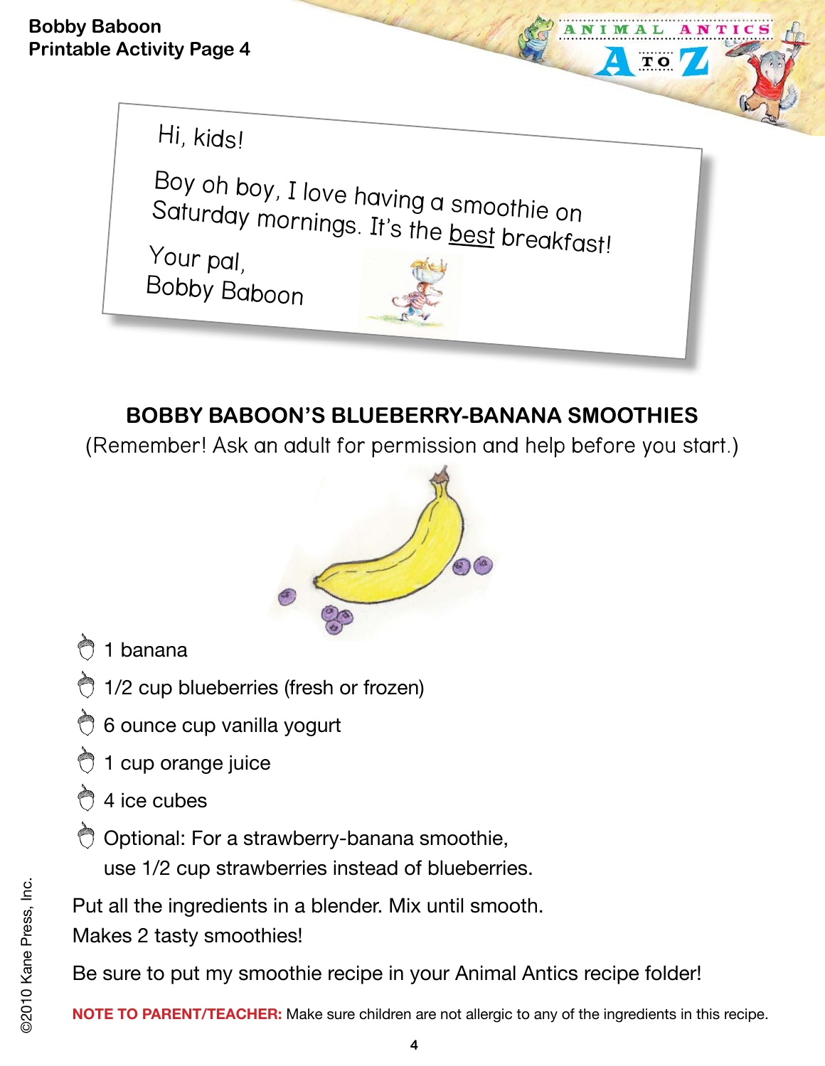**Bobby Baboon**
**Printable Activity Page 4**

Hi, kids!

Boy oh boy, I love having a smoothie on Saturday mornings. It's the best breakfast!

Your pal,
Bobby Baboon

## BOBBY BABOON'S BLUEBERRY-BANANA SMOOTHIES

(Remember! Ask an adult for permission and help before you start.)

- 1 banana
- 1/2 cup blueberries (fresh or frozen)
- 6 ounce cup vanilla yogurt
- 1 cup orange juice
- 4 ice cubes
- Optional: For a strawberry-banana smoothie, use 1/2 cup strawberries instead of blueberries.

Put all the ingredients in a blender. Mix until smooth.
Makes 2 tasty smoothies!

Be sure to put my smoothie recipe in your Animal Antics recipe folder!

**NOTE TO PARENT/TEACHER:** Make sure children are not allergic to any of the ingredients in this recipe.

©2010 Kane Press, Inc.